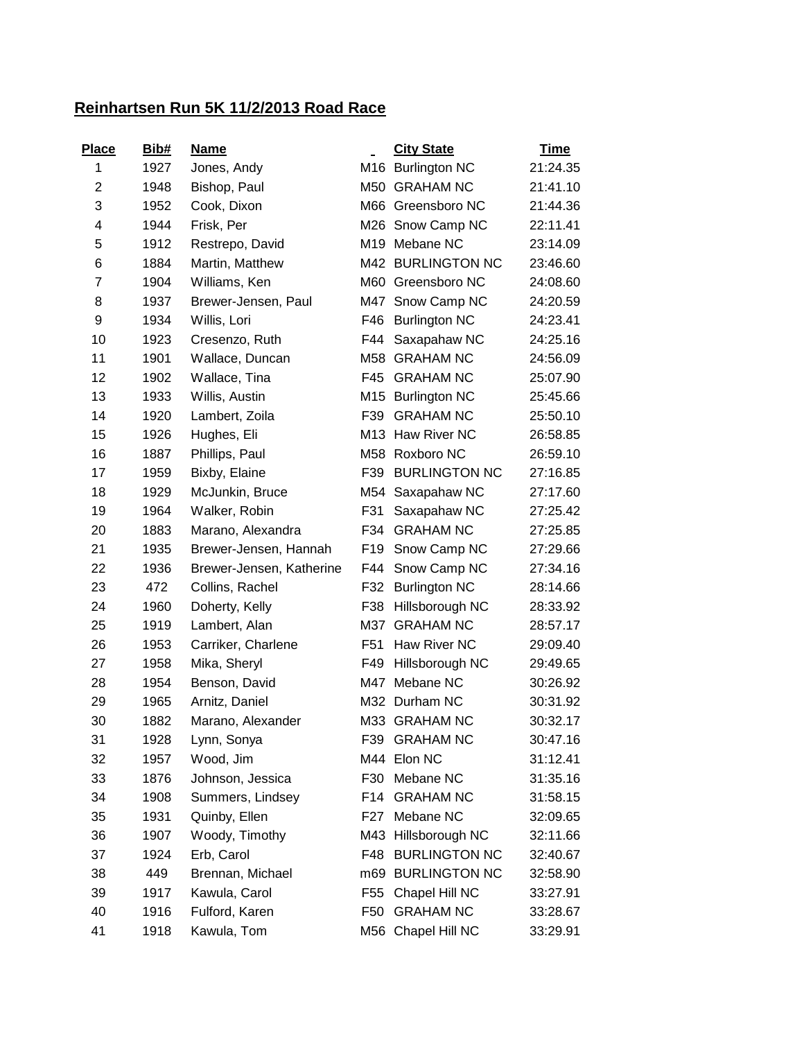## Reinhartsen Run 5K 11/2/2013 Road Race

| Place | Bib# | Name | _ | City State | Time |
|---|---|---|---|---|---|
| 1 | 1927 | Jones, Andy | M16 | Burlington NC | 21:24.35 |
| 2 | 1948 | Bishop, Paul | M50 | GRAHAM NC | 21:41.10 |
| 3 | 1952 | Cook, Dixon | M66 | Greensboro NC | 21:44.36 |
| 4 | 1944 | Frisk, Per | M26 | Snow Camp NC | 22:11.41 |
| 5 | 1912 | Restrepo, David | M19 | Mebane NC | 23:14.09 |
| 6 | 1884 | Martin, Matthew | M42 | BURLINGTON NC | 23:46.60 |
| 7 | 1904 | Williams, Ken | M60 | Greensboro NC | 24:08.60 |
| 8 | 1937 | Brewer-Jensen, Paul | M47 | Snow Camp NC | 24:20.59 |
| 9 | 1934 | Willis, Lori | F46 | Burlington NC | 24:23.41 |
| 10 | 1923 | Cresenzo, Ruth | F44 | Saxapahaw NC | 24:25.16 |
| 11 | 1901 | Wallace, Duncan | M58 | GRAHAM NC | 24:56.09 |
| 12 | 1902 | Wallace, Tina | F45 | GRAHAM NC | 25:07.90 |
| 13 | 1933 | Willis, Austin | M15 | Burlington NC | 25:45.66 |
| 14 | 1920 | Lambert, Zoila | F39 | GRAHAM NC | 25:50.10 |
| 15 | 1926 | Hughes, Eli | M13 | Haw River NC | 26:58.85 |
| 16 | 1887 | Phillips, Paul | M58 | Roxboro NC | 26:59.10 |
| 17 | 1959 | Bixby, Elaine | F39 | BURLINGTON NC | 27:16.85 |
| 18 | 1929 | McJunkin, Bruce | M54 | Saxapahaw NC | 27:17.60 |
| 19 | 1964 | Walker, Robin | F31 | Saxapahaw NC | 27:25.42 |
| 20 | 1883 | Marano, Alexandra | F34 | GRAHAM NC | 27:25.85 |
| 21 | 1935 | Brewer-Jensen, Hannah | F19 | Snow Camp NC | 27:29.66 |
| 22 | 1936 | Brewer-Jensen, Katherine | F44 | Snow Camp NC | 27:34.16 |
| 23 | 472 | Collins, Rachel | F32 | Burlington NC | 28:14.66 |
| 24 | 1960 | Doherty, Kelly | F38 | Hillsborough NC | 28:33.92 |
| 25 | 1919 | Lambert, Alan | M37 | GRAHAM NC | 28:57.17 |
| 26 | 1953 | Carriker, Charlene | F51 | Haw River NC | 29:09.40 |
| 27 | 1958 | Mika, Sheryl | F49 | Hillsborough NC | 29:49.65 |
| 28 | 1954 | Benson, David | M47 | Mebane NC | 30:26.92 |
| 29 | 1965 | Arnitz, Daniel | M32 | Durham NC | 30:31.92 |
| 30 | 1882 | Marano, Alexander | M33 | GRAHAM NC | 30:32.17 |
| 31 | 1928 | Lynn, Sonya | F39 | GRAHAM NC | 30:47.16 |
| 32 | 1957 | Wood, Jim | M44 | Elon NC | 31:12.41 |
| 33 | 1876 | Johnson, Jessica | F30 | Mebane NC | 31:35.16 |
| 34 | 1908 | Summers, Lindsey | F14 | GRAHAM NC | 31:58.15 |
| 35 | 1931 | Quinby, Ellen | F27 | Mebane NC | 32:09.65 |
| 36 | 1907 | Woody, Timothy | M43 | Hillsborough NC | 32:11.66 |
| 37 | 1924 | Erb, Carol | F48 | BURLINGTON NC | 32:40.67 |
| 38 | 449 | Brennan, Michael | m69 | BURLINGTON NC | 32:58.90 |
| 39 | 1917 | Kawula, Carol | F55 | Chapel Hill NC | 33:27.91 |
| 40 | 1916 | Fulford, Karen | F50 | GRAHAM NC | 33:28.67 |
| 41 | 1918 | Kawula, Tom | M56 | Chapel Hill NC | 33:29.91 |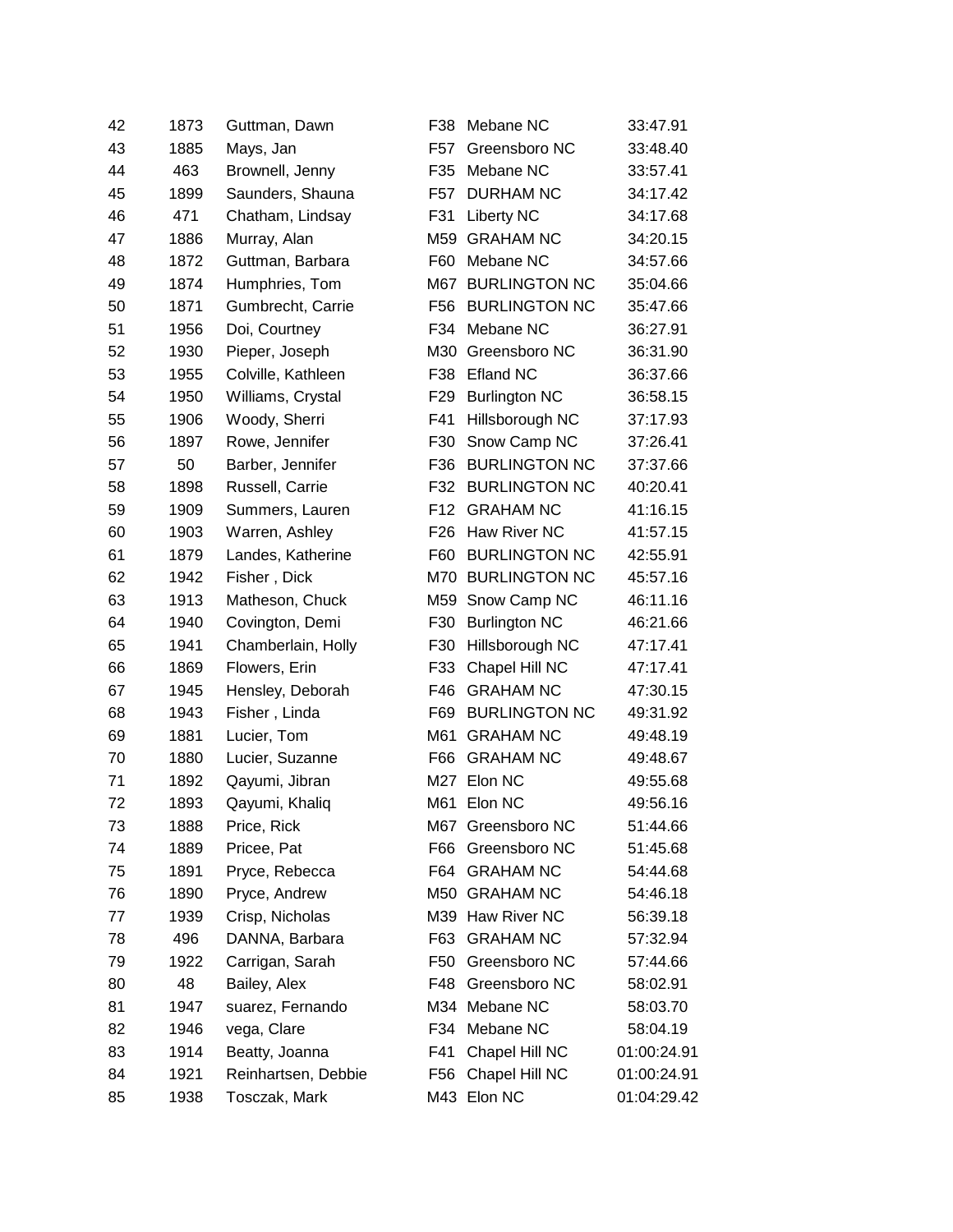| | | | | | |
|---|---|---|---|---|---|
| 42 | 1873 | Guttman, Dawn | F38 | Mebane NC | 33:47.91 |
| 43 | 1885 | Mays, Jan | F57 | Greensboro NC | 33:48.40 |
| 44 | 463 | Brownell, Jenny | F35 | Mebane NC | 33:57.41 |
| 45 | 1899 | Saunders, Shauna | F57 | DURHAM NC | 34:17.42 |
| 46 | 471 | Chatham, Lindsay | F31 | Liberty NC | 34:17.68 |
| 47 | 1886 | Murray, Alan | M59 | GRAHAM NC | 34:20.15 |
| 48 | 1872 | Guttman, Barbara | F60 | Mebane NC | 34:57.66 |
| 49 | 1874 | Humphries, Tom | M67 | BURLINGTON NC | 35:04.66 |
| 50 | 1871 | Gumbrecht, Carrie | F56 | BURLINGTON NC | 35:47.66 |
| 51 | 1956 | Doi, Courtney | F34 | Mebane NC | 36:27.91 |
| 52 | 1930 | Pieper, Joseph | M30 | Greensboro NC | 36:31.90 |
| 53 | 1955 | Colville, Kathleen | F38 | Efland NC | 36:37.66 |
| 54 | 1950 | Williams, Crystal | F29 | Burlington NC | 36:58.15 |
| 55 | 1906 | Woody, Sherri | F41 | Hillsborough NC | 37:17.93 |
| 56 | 1897 | Rowe, Jennifer | F30 | Snow Camp NC | 37:26.41 |
| 57 | 50 | Barber, Jennifer | F36 | BURLINGTON NC | 37:37.66 |
| 58 | 1898 | Russell, Carrie | F32 | BURLINGTON NC | 40:20.41 |
| 59 | 1909 | Summers, Lauren | F12 | GRAHAM NC | 41:16.15 |
| 60 | 1903 | Warren, Ashley | F26 | Haw River NC | 41:57.15 |
| 61 | 1879 | Landes, Katherine | F60 | BURLINGTON NC | 42:55.91 |
| 62 | 1942 | Fisher , Dick | M70 | BURLINGTON NC | 45:57.16 |
| 63 | 1913 | Matheson, Chuck | M59 | Snow Camp NC | 46:11.16 |
| 64 | 1940 | Covington, Demi | F30 | Burlington NC | 46:21.66 |
| 65 | 1941 | Chamberlain, Holly | F30 | Hillsborough NC | 47:17.41 |
| 66 | 1869 | Flowers, Erin | F33 | Chapel Hill NC | 47:17.41 |
| 67 | 1945 | Hensley, Deborah | F46 | GRAHAM NC | 47:30.15 |
| 68 | 1943 | Fisher , Linda | F69 | BURLINGTON NC | 49:31.92 |
| 69 | 1881 | Lucier, Tom | M61 | GRAHAM NC | 49:48.19 |
| 70 | 1880 | Lucier, Suzanne | F66 | GRAHAM NC | 49:48.67 |
| 71 | 1892 | Qayumi, Jibran | M27 | Elon NC | 49:55.68 |
| 72 | 1893 | Qayumi, Khaliq | M61 | Elon NC | 49:56.16 |
| 73 | 1888 | Price, Rick | M67 | Greensboro NC | 51:44.66 |
| 74 | 1889 | Pricee, Pat | F66 | Greensboro NC | 51:45.68 |
| 75 | 1891 | Pryce, Rebecca | F64 | GRAHAM NC | 54:44.68 |
| 76 | 1890 | Pryce, Andrew | M50 | GRAHAM NC | 54:46.18 |
| 77 | 1939 | Crisp, Nicholas | M39 | Haw River NC | 56:39.18 |
| 78 | 496 | DANNA, Barbara | F63 | GRAHAM NC | 57:32.94 |
| 79 | 1922 | Carrigan, Sarah | F50 | Greensboro NC | 57:44.66 |
| 80 | 48 | Bailey, Alex | F48 | Greensboro NC | 58:02.91 |
| 81 | 1947 | suarez, Fernando | M34 | Mebane NC | 58:03.70 |
| 82 | 1946 | vega, Clare | F34 | Mebane NC | 58:04.19 |
| 83 | 1914 | Beatty, Joanna | F41 | Chapel Hill NC | 01:00:24.91 |
| 84 | 1921 | Reinhartsen, Debbie | F56 | Chapel Hill NC | 01:00:24.91 |
| 85 | 1938 | Tosczak, Mark | M43 | Elon NC | 01:04:29.42 |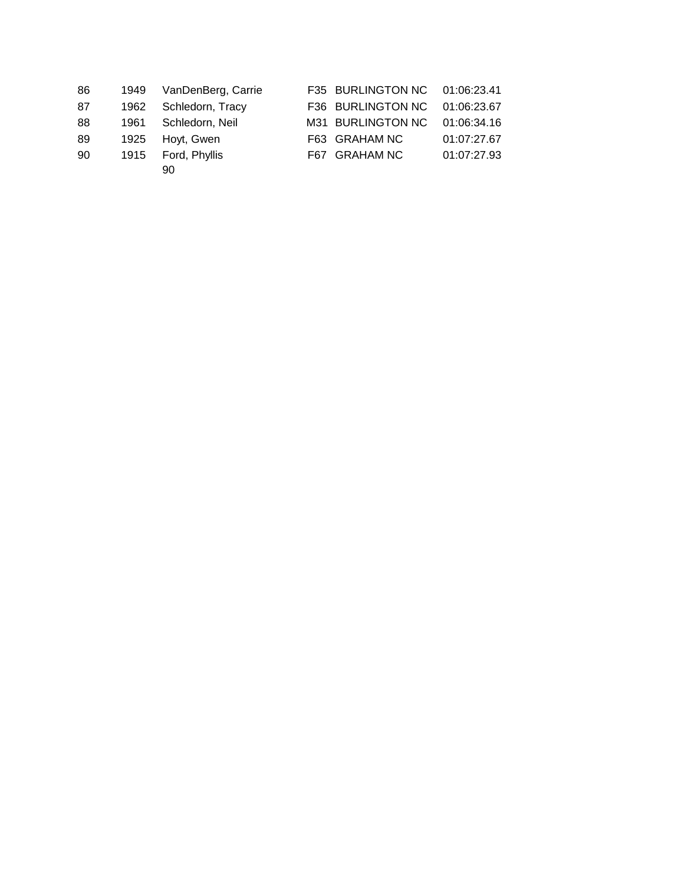| | | | | | |
|---|---|---|---|---|---|
| 86 | 1949 | VanDenBerg, Carrie | F35 | BURLINGTON NC | 01:06:23.41 |
| 87 | 1962 | Schledorn, Tracy | F36 | BURLINGTON NC | 01:06:23.67 |
| 88 | 1961 | Schledorn, Neil | M31 | BURLINGTON NC | 01:06:34.16 |
| 89 | 1925 | Hoyt, Gwen | F63 | GRAHAM NC | 01:07:27.67 |
| 90 | 1915 | Ford, Phyllis | F67 | GRAHAM NC | 01:07:27.93 |
| | | 90 | | | |